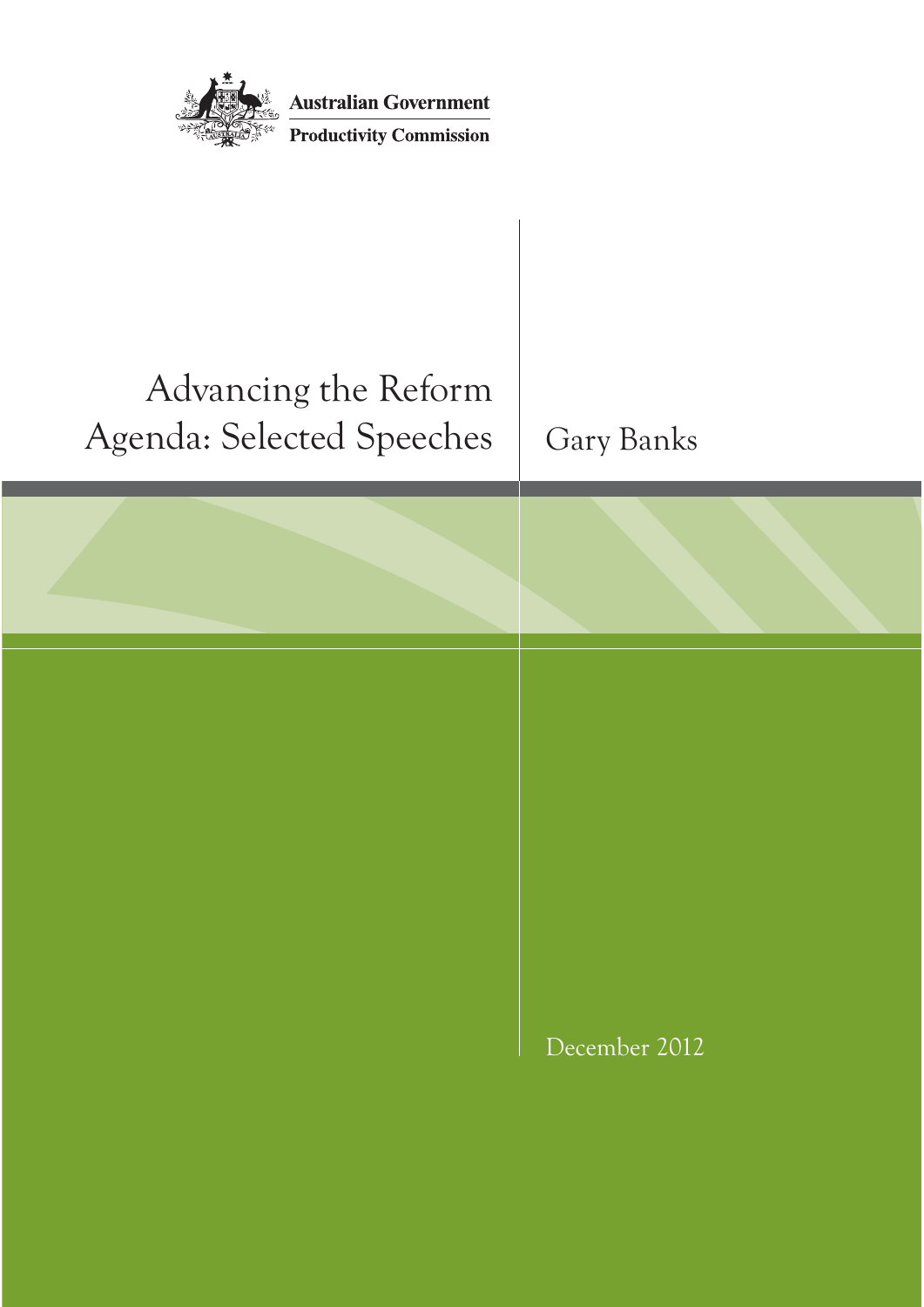Australian Government

Productivity Commission

# Advancing the Reform Agenda: Selected Speeches

Gary Banks

December 2012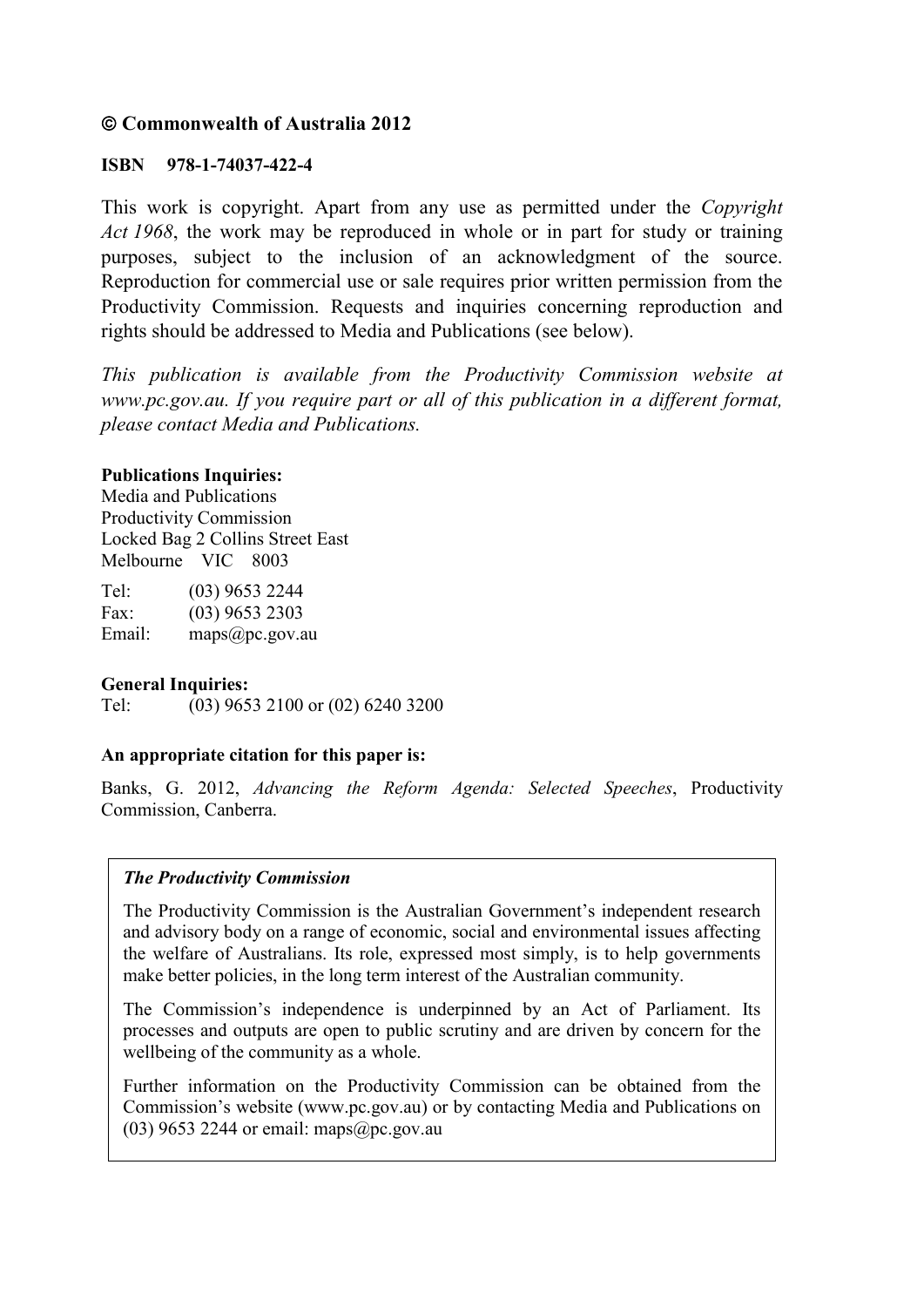**© Commonwealth of Australia 2012**

**ISBN 978-1-74037-422-4**

This work is copyright. Apart from any use as permitted under the *Copyright Act 1968*, the work may be reproduced in whole or in part for study or training purposes, subject to the inclusion of an acknowledgment of the source. Reproduction for commercial use or sale requires prior written permission from the Productivity Commission. Requests and inquiries concerning reproduction and rights should be addressed to Media and Publications (see below).

*This publication is available from the Productivity Commission website at www.pc.gov.au. If you require part or all of this publication in a different format, please contact Media and Publications.*

**Publications Inquiries:**
Media and Publications
Productivity Commission
Locked Bag 2 Collins Street East
Melbourne VIC 8003

Tel: (03) 9653 2244
Fax: (03) 9653 2303
Email: maps@pc.gov.au

**General Inquiries:**
Tel: (03) 9653 2100 or (02) 6240 3200

**An appropriate citation for this paper is:**

Banks, G. 2012, *Advancing the Reform Agenda: Selected Speeches*, Productivity Commission, Canberra.

***The Productivity Commission***

The Productivity Commission is the Australian Government's independent research and advisory body on a range of economic, social and environmental issues affecting the welfare of Australians. Its role, expressed most simply, is to help governments make better policies, in the long term interest of the Australian community.

The Commission's independence is underpinned by an Act of Parliament. Its processes and outputs are open to public scrutiny and are driven by concern for the wellbeing of the community as a whole.

Further information on the Productivity Commission can be obtained from the Commission's website (www.pc.gov.au) or by contacting Media and Publications on (03) 9653 2244 or email: maps@pc.gov.au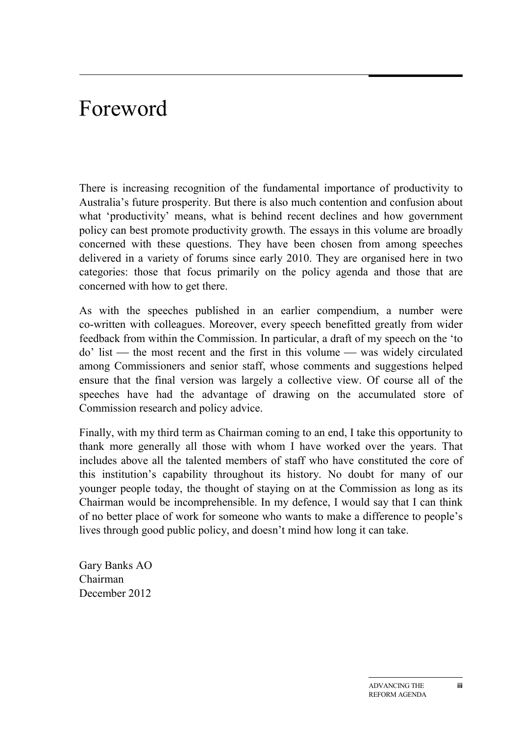# Foreword

There is increasing recognition of the fundamental importance of productivity to Australia's future prosperity. But there is also much contention and confusion about what 'productivity' means, what is behind recent declines and how government policy can best promote productivity growth. The essays in this volume are broadly concerned with these questions. They have been chosen from among speeches delivered in a variety of forums since early 2010. They are organised here in two categories: those that focus primarily on the policy agenda and those that are concerned with how to get there.

As with the speeches published in an earlier compendium, a number were co-written with colleagues. Moreover, every speech benefitted greatly from wider feedback from within the Commission. In particular, a draft of my speech on the 'to do' list — the most recent and the first in this volume — was widely circulated among Commissioners and senior staff, whose comments and suggestions helped ensure that the final version was largely a collective view. Of course all of the speeches have had the advantage of drawing on the accumulated store of Commission research and policy advice.

Finally, with my third term as Chairman coming to an end, I take this opportunity to thank more generally all those with whom I have worked over the years. That includes above all the talented members of staff who have constituted the core of this institution's capability throughout its history. No doubt for many of our younger people today, the thought of staying on at the Commission as long as its Chairman would be incomprehensible. In my defence, I would say that I can think of no better place of work for someone who wants to make a difference to people's lives through good public policy, and doesn't mind how long it can take.

Gary Banks AO
Chairman
December 2012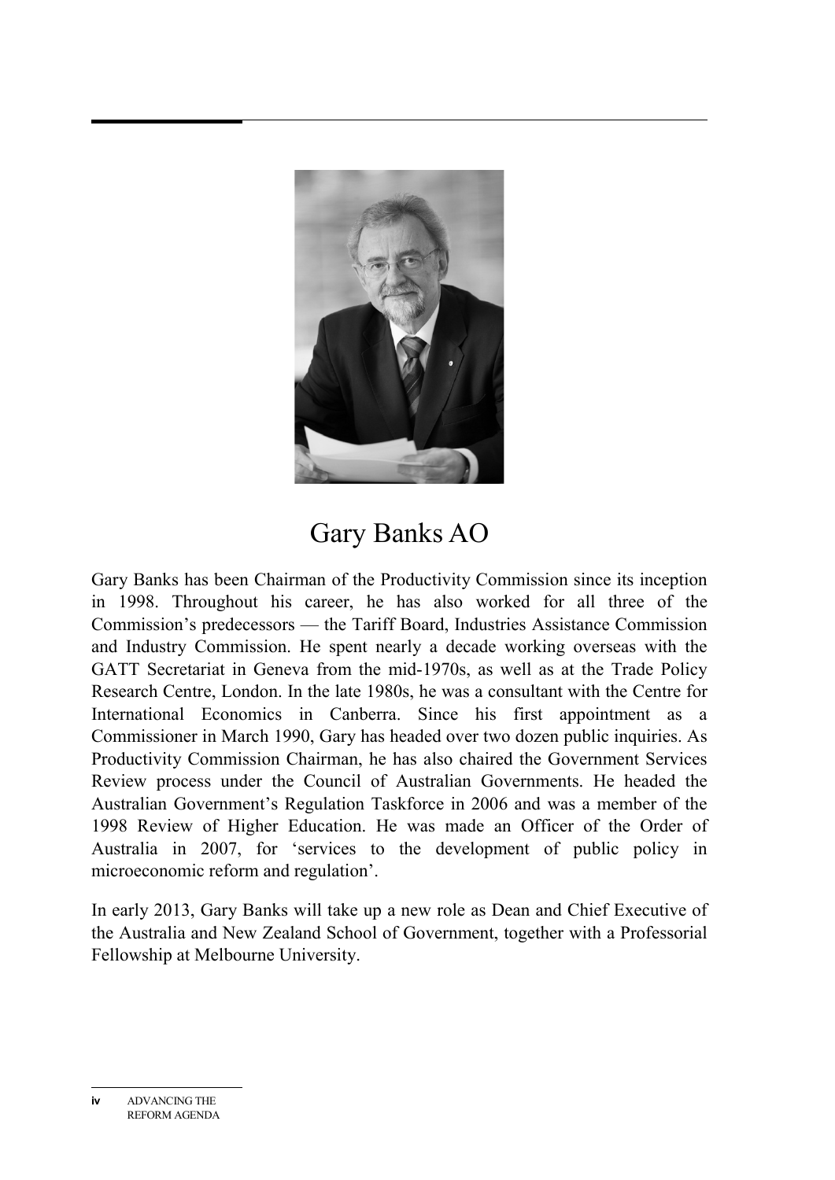# Gary Banks AO

Gary Banks has been Chairman of the Productivity Commission since its inception in 1998. Throughout his career, he has also worked for all three of the Commission's predecessors — the Tariff Board, Industries Assistance Commission and Industry Commission. He spent nearly a decade working overseas with the GATT Secretariat in Geneva from the mid-1970s, as well as at the Trade Policy Research Centre, London. In the late 1980s, he was a consultant with the Centre for International Economics in Canberra. Since his first appointment as a Commissioner in March 1990, Gary has headed over two dozen public inquiries. As Productivity Commission Chairman, he has also chaired the Government Services Review process under the Council of Australian Governments. He headed the Australian Government's Regulation Taskforce in 2006 and was a member of the 1998 Review of Higher Education. He was made an Officer of the Order of Australia in 2007, for 'services to the development of public policy in microeconomic reform and regulation'.

In early 2013, Gary Banks will take up a new role as Dean and Chief Executive of the Australia and New Zealand School of Government, together with a Professorial Fellowship at Melbourne University.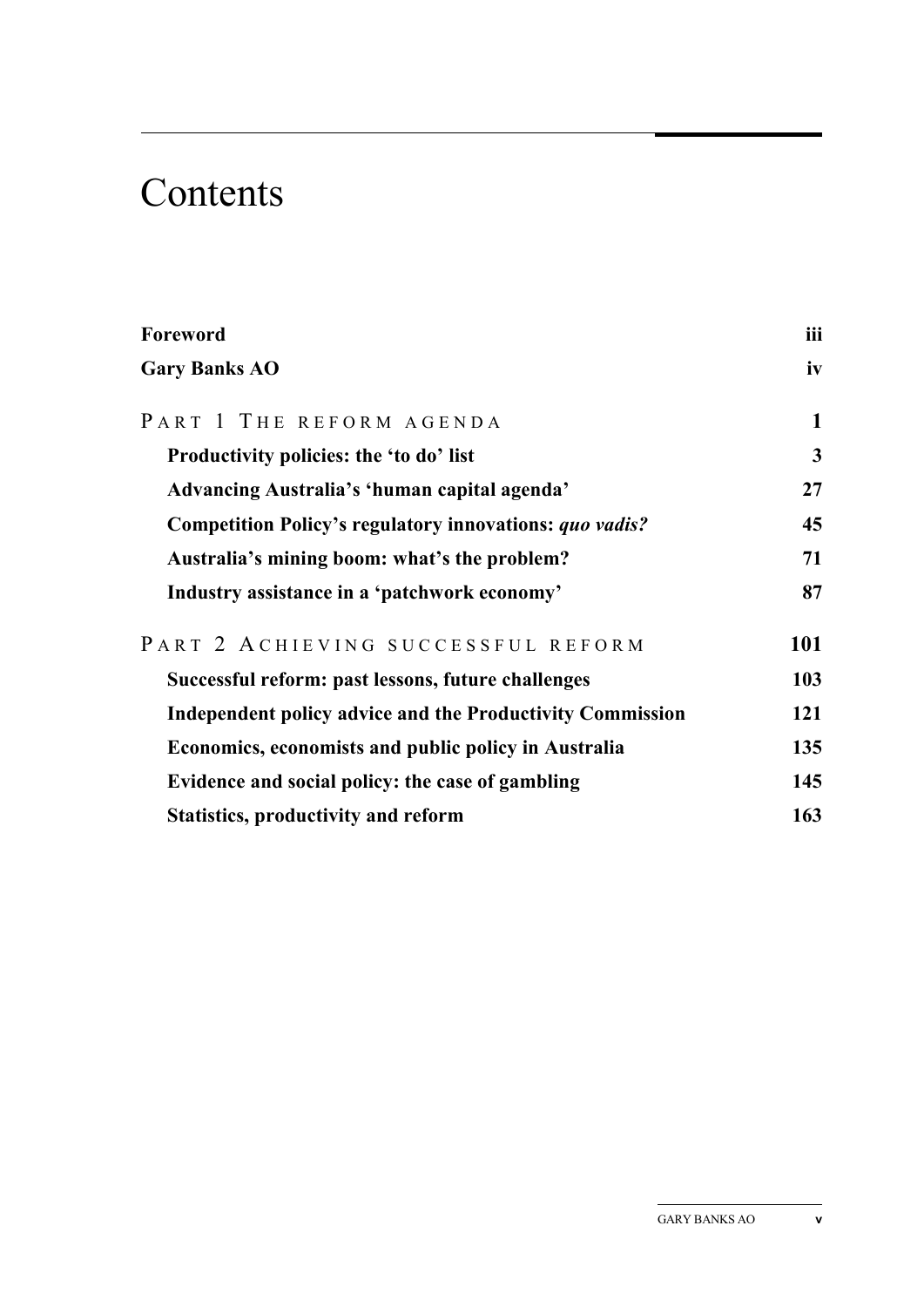# Contents

| | |
|---|---|
| **Foreword** | **iii** |
| **Gary Banks AO** | **iv** |
| PART 1 THE REFORM AGENDA | **1** |
| **Productivity policies: the 'to do' list** | **3** |
| **Advancing Australia's 'human capital agenda'** | **27** |
| **Competition Policy's regulatory innovations: *quo vadis?*** | **45** |
| **Australia's mining boom: what's the problem?** | **71** |
| **Industry assistance in a 'patchwork economy'** | **87** |
| PART 2 ACHIEVING SUCCESSFUL REFORM | **101** |
| **Successful reform: past lessons, future challenges** | **103** |
| **Independent policy advice and the Productivity Commission** | **121** |
| **Economics, economists and public policy in Australia** | **135** |
| **Evidence and social policy: the case of gambling** | **145** |
| **Statistics, productivity and reform** | **163** |